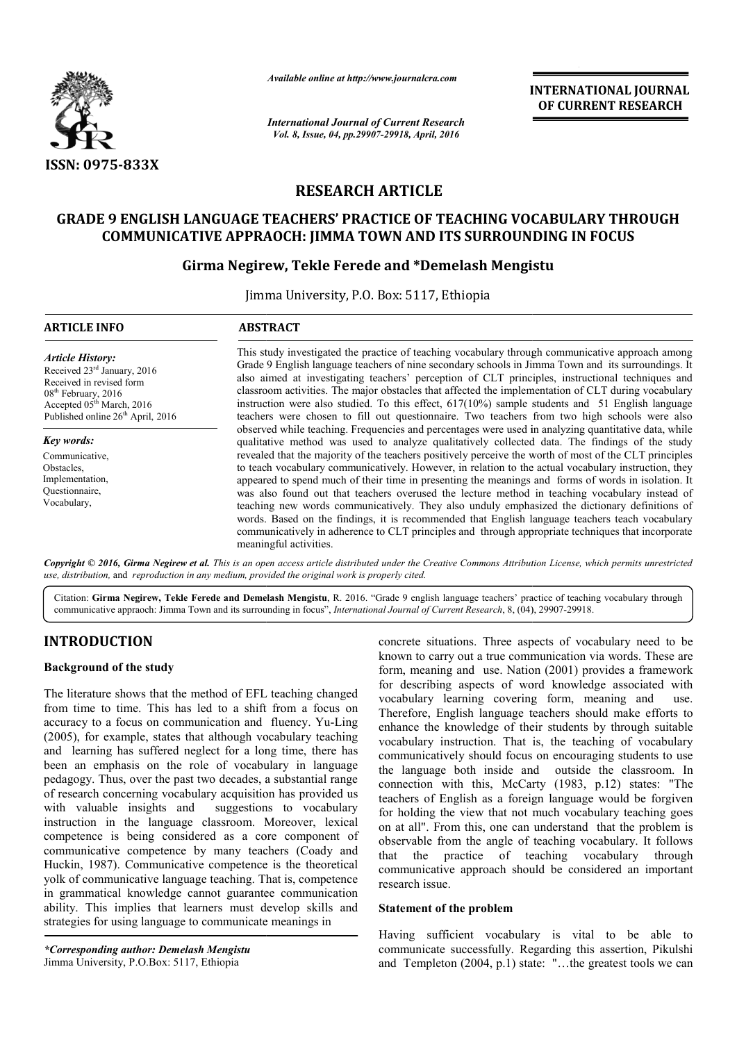ISSN: 0975-833X

*Available online at http://www.journalcra.com*

*International Journal of Current Research*
*Vol. 8, Issue, 04, pp.29907-29918, April, 2016*

**INTERNATIONAL JOURNAL OF CURRENT RESEARCH**

## RESEARCH ARTICLE

# GRADE 9 ENGLISH LANGUAGE TEACHERS' PRACTICE OF TEACHING VOCABULARY THROUGH COMMUNICATIVE APPRAOCH: JIMMA TOWN AND ITS SURROUNDING IN FOCUS

**Girma Negirew, Tekle Ferede and \*Demelash Mengistu**

Jimma University, P.O. Box: 5117, Ethiopia

**ARTICLE INFO**

*Article History:*
Received 23rd January, 2016
Received in revised form
08th February, 2016
Accepted 05th March, 2016
Published online 26th April, 2016

*Key words:*
Communicative,
Obstacles,
Implementation,
Questionnaire,
Vocabulary,

**ABSTRACT**

This study investigated the practice of teaching vocabulary through communicative approach among Grade 9 English language teachers of nine secondary schools in Jimma Town and its surroundings. It also aimed at investigating teachers' perception of CLT principles, instructional techniques and classroom activities. The major obstacles that affected the implementation of CLT during vocabulary instruction were also studied. To this effect, 617(10%) sample students and 51 English language teachers were chosen to fill out questionnaire. Two teachers from two high schools were also observed while teaching. Frequencies and percentages were used in analyzing quantitative data, while qualitative method was used to analyze qualitatively collected data. The findings of the study revealed that the majority of the teachers positively perceive the worth of most of the CLT principles to teach vocabulary communicatively. However, in relation to the actual vocabulary instruction, they appeared to spend much of their time in presenting the meanings and forms of words in isolation. It was also found out that teachers overused the lecture method in teaching vocabulary instead of teaching new words communicatively. They also unduly emphasized the dictionary definitions of words. Based on the findings, it is recommended that English language teachers teach vocabulary communicatively in adherence to CLT principles and through appropriate techniques that incorporate meaningful activities.

*Copyright © 2016, Girma Negirew et al. This is an open access article distributed under the Creative Commons Attribution License, which permits unrestricted use, distribution, and reproduction in any medium, provided the original work is properly cited.*

Citation: **Girma Negirew, Tekle Ferede and Demelash Mengistu**, R. 2016. "Grade 9 english language teachers' practice of teaching vocabulary through communicative appraoch: Jimma Town and its surrounding in focus", *International Journal of Current Research*, 8, (04), 29907-29918.

## INTRODUCTION

### Background of the study

The literature shows that the method of EFL teaching changed from time to time. This has led to a shift from a focus on accuracy to a focus on communication and fluency. Yu-Ling (2005), for example, states that although vocabulary teaching and learning has suffered neglect for a long time, there has been an emphasis on the role of vocabulary in language pedagogy. Thus, over the past two decades, a substantial range of research concerning vocabulary acquisition has provided us with valuable insights and suggestions to vocabulary instruction in the language classroom. Moreover, lexical competence is being considered as a core component of communicative competence by many teachers (Coady and Huckin, 1987). Communicative competence is the theoretical yolk of communicative language teaching. That is, competence in grammatical knowledge cannot guarantee communication ability. This implies that learners must develop skills and strategies for using language to communicate meanings in concrete situations. Three aspects of vocabulary need to be known to carry out a true communication via words. These are form, meaning and use. Nation (2001) provides a framework for describing aspects of word knowledge associated with vocabulary learning covering form, meaning and use. Therefore, English language teachers should make efforts to enhance the knowledge of their students by through suitable vocabulary instruction. That is, the teaching of vocabulary communicatively should focus on encouraging students to use the language both inside and outside the classroom. In connection with this, McCarty (1983, p.12) states: "The teachers of English as a foreign language would be forgiven for holding the view that not much vocabulary teaching goes on at all". From this, one can understand that the problem is observable from the angle of teaching vocabulary. It follows that the practice of teaching vocabulary through communicative approach should be considered an important research issue.

### Statement of the problem

Having sufficient vocabulary is vital to be able to communicate successfully. Regarding this assertion, Pikulshi and Templeton (2004, p.1) state: "…the greatest tools we can

*\*Corresponding author: Demelash Mengistu*
Jimma University, P.O.Box: 5117, Ethiopia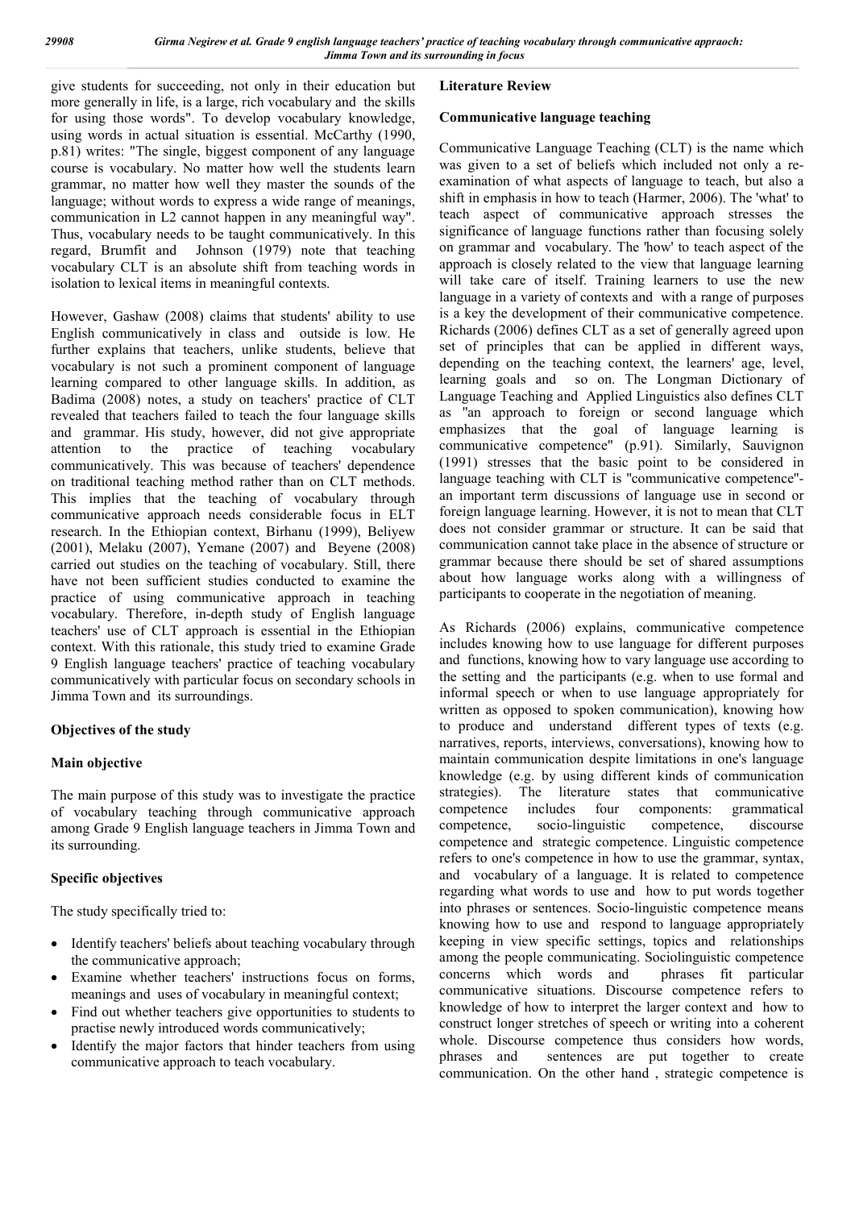give students for succeeding, not only in their education but more generally in life, is a large, rich vocabulary and the skills for using those words". To develop vocabulary knowledge, using words in actual situation is essential. McCarthy (1990, p.81) writes: "The single, biggest component of any language course is vocabulary. No matter how well the students learn grammar, no matter how well they master the sounds of the language; without words to express a wide range of meanings, communication in L2 cannot happen in any meaningful way". Thus, vocabulary needs to be taught communicatively. In this regard, Brumfit and Johnson (1979) note that teaching vocabulary CLT is an absolute shift from teaching words in isolation to lexical items in meaningful contexts.

However, Gashaw (2008) claims that students' ability to use English communicatively in class and outside is low. He further explains that teachers, unlike students, believe that vocabulary is not such a prominent component of language learning compared to other language skills. In addition, as Badima (2008) notes, a study on teachers' practice of CLT revealed that teachers failed to teach the four language skills and grammar. His study, however, did not give appropriate attention to the practice of teaching vocabulary communicatively. This was because of teachers' dependence on traditional teaching method rather than on CLT methods. This implies that the teaching of vocabulary through communicative approach needs considerable focus in ELT research. In the Ethiopian context, Birhanu (1999), Beliyew (2001), Melaku (2007), Yemane (2007) and Beyene (2008) carried out studies on the teaching of vocabulary. Still, there have not been sufficient studies conducted to examine the practice of using communicative approach in teaching vocabulary. Therefore, in-depth study of English language teachers' use of CLT approach is essential in the Ethiopian context. With this rationale, this study tried to examine Grade 9 English language teachers' practice of teaching vocabulary communicatively with particular focus on secondary schools in Jimma Town and its surroundings.

## Objectives of the study

### Main objective

The main purpose of this study was to investigate the practice of vocabulary teaching through communicative approach among Grade 9 English language teachers in Jimma Town and its surrounding.

### Specific objectives

The study specifically tried to:

- Identify teachers' beliefs about teaching vocabulary through the communicative approach;
- Examine whether teachers' instructions focus on forms, meanings and uses of vocabulary in meaningful context;
- Find out whether teachers give opportunities to students to practise newly introduced words communicatively;
- Identify the major factors that hinder teachers from using communicative approach to teach vocabulary.

## Literature Review

### Communicative language teaching

Communicative Language Teaching (CLT) is the name which was given to a set of beliefs which included not only a re-examination of what aspects of language to teach, but also a shift in emphasis in how to teach (Harmer, 2006). The 'what' to teach aspect of communicative approach stresses the significance of language functions rather than focusing solely on grammar and vocabulary. The 'how' to teach aspect of the approach is closely related to the view that language learning will take care of itself. Training learners to use the new language in a variety of contexts and with a range of purposes is a key the development of their communicative competence. Richards (2006) defines CLT as a set of generally agreed upon set of principles that can be applied in different ways, depending on the teaching context, the learners' age, level, learning goals and so on. The Longman Dictionary of Language Teaching and Applied Linguistics also defines CLT as "an approach to foreign or second language which emphasizes that the goal of language learning is communicative competence" (p.91). Similarly, Sauvignon (1991) stresses that the basic point to be considered in language teaching with CLT is "communicative competence"- an important term discussions of language use in second or foreign language learning. However, it is not to mean that CLT does not consider grammar or structure. It can be said that communication cannot take place in the absence of structure or grammar because there should be set of shared assumptions about how language works along with a willingness of participants to cooperate in the negotiation of meaning.

As Richards (2006) explains, communicative competence includes knowing how to use language for different purposes and functions, knowing how to vary language use according to the setting and the participants (e.g. when to use formal and informal speech or when to use language appropriately for written as opposed to spoken communication), knowing how to produce and understand different types of texts (e.g. narratives, reports, interviews, conversations), knowing how to maintain communication despite limitations in one's language knowledge (e.g. by using different kinds of communication strategies). The literature states that communicative competence includes four components: grammatical competence, socio-linguistic competence, discourse competence and strategic competence. Linguistic competence refers to one's competence in how to use the grammar, syntax, and vocabulary of a language. It is related to competence regarding what words to use and how to put words together into phrases or sentences. Socio-linguistic competence means knowing how to use and respond to language appropriately keeping in view specific settings, topics and relationships among the people communicating. Sociolinguistic competence concerns which words and phrases fit particular communicative situations. Discourse competence refers to knowledge of how to interpret the larger context and how to construct longer stretches of speech or writing into a coherent whole. Discourse competence thus considers how words, phrases and sentences are put together to create communication. On the other hand , strategic competence is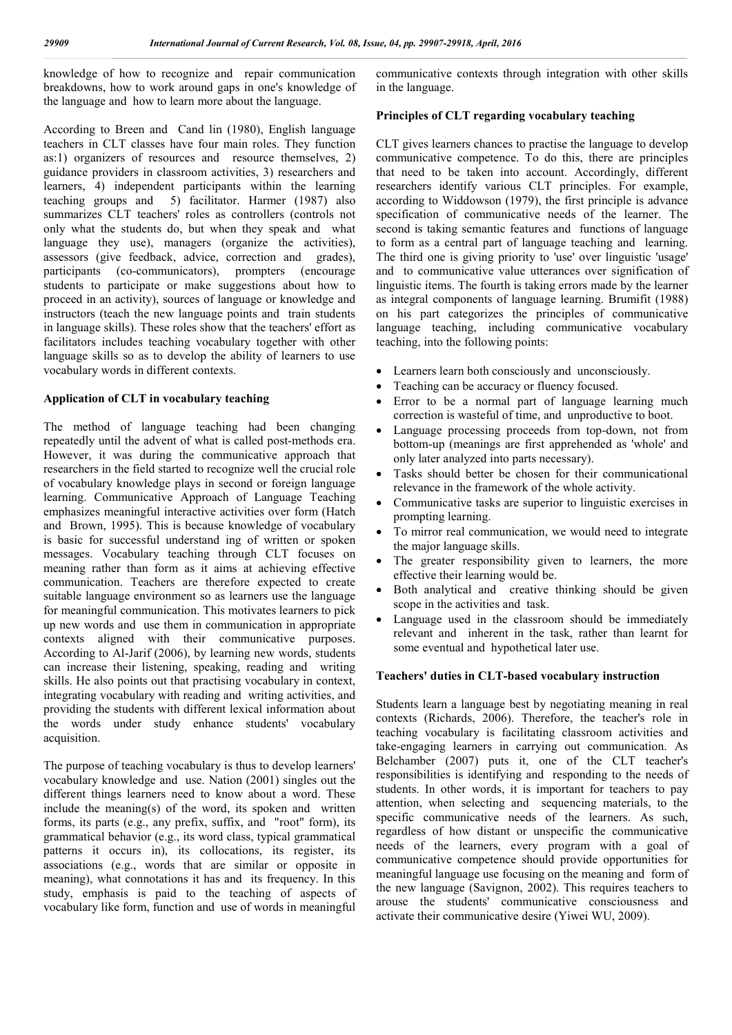knowledge of how to recognize and repair communication breakdowns, how to work around gaps in one's knowledge of the language and how to learn more about the language.

According to Breen and Cand lin (1980), English language teachers in CLT classes have four main roles. They function as:1) organizers of resources and resource themselves, 2) guidance providers in classroom activities, 3) researchers and learners, 4) independent participants within the learning teaching groups and 5) facilitator. Harmer (1987) also summarizes CLT teachers' roles as controllers (controls not only what the students do, but when they speak and what language they use), managers (organize the activities), assessors (give feedback, advice, correction and grades), participants (co-communicators), prompters (encourage students to participate or make suggestions about how to proceed in an activity), sources of language or knowledge and instructors (teach the new language points and train students in language skills). These roles show that the teachers' effort as facilitators includes teaching vocabulary together with other language skills so as to develop the ability of learners to use vocabulary words in different contexts.

### Application of CLT in vocabulary teaching

The method of language teaching had been changing repeatedly until the advent of what is called post-methods era. However, it was during the communicative approach that researchers in the field started to recognize well the crucial role of vocabulary knowledge plays in second or foreign language learning. Communicative Approach of Language Teaching emphasizes meaningful interactive activities over form (Hatch and Brown, 1995). This is because knowledge of vocabulary is basic for successful understand ing of written or spoken messages. Vocabulary teaching through CLT focuses on meaning rather than form as it aims at achieving effective communication. Teachers are therefore expected to create suitable language environment so as learners use the language for meaningful communication. This motivates learners to pick up new words and use them in communication in appropriate contexts aligned with their communicative purposes. According to Al-Jarif (2006), by learning new words, students can increase their listening, speaking, reading and writing skills. He also points out that practising vocabulary in context, integrating vocabulary with reading and writing activities, and providing the students with different lexical information about the words under study enhance students' vocabulary acquisition.

The purpose of teaching vocabulary is thus to develop learners' vocabulary knowledge and use. Nation (2001) singles out the different things learners need to know about a word. These include the meaning(s) of the word, its spoken and written forms, its parts (e.g., any prefix, suffix, and "root" form), its grammatical behavior (e.g., its word class, typical grammatical patterns it occurs in), its collocations, its register, its associations (e.g., words that are similar or opposite in meaning), what connotations it has and its frequency. In this study, emphasis is paid to the teaching of aspects of vocabulary like form, function and use of words in meaningful communicative contexts through integration with other skills in the language.

### Principles of CLT regarding vocabulary teaching

CLT gives learners chances to practise the language to develop communicative competence. To do this, there are principles that need to be taken into account. Accordingly, different researchers identify various CLT principles. For example, according to Widdowson (1979), the first principle is advance specification of communicative needs of the learner. The second is taking semantic features and functions of language to form as a central part of language teaching and learning. The third one is giving priority to 'use' over linguistic 'usage' and to communicative value utterances over signification of linguistic items. The fourth is taking errors made by the learner as integral components of language learning. Brumifit (1988) on his part categorizes the principles of communicative language teaching, including communicative vocabulary teaching, into the following points:

- Learners learn both consciously and unconsciously.
- Teaching can be accuracy or fluency focused.
- Error to be a normal part of language learning much correction is wasteful of time, and unproductive to boot.
- Language processing proceeds from top-down, not from bottom-up (meanings are first apprehended as 'whole' and only later analyzed into parts necessary).
- Tasks should better be chosen for their communicational relevance in the framework of the whole activity.
- Communicative tasks are superior to linguistic exercises in prompting learning.
- To mirror real communication, we would need to integrate the major language skills.
- The greater responsibility given to learners, the more effective their learning would be.
- Both analytical and creative thinking should be given scope in the activities and task.
- Language used in the classroom should be immediately relevant and inherent in the task, rather than learnt for some eventual and hypothetical later use.

### Teachers' duties in CLT-based vocabulary instruction

Students learn a language best by negotiating meaning in real contexts (Richards, 2006). Therefore, the teacher's role in teaching vocabulary is facilitating classroom activities and take-engaging learners in carrying out communication. As Belchamber (2007) puts it, one of the CLT teacher's responsibilities is identifying and responding to the needs of students. In other words, it is important for teachers to pay attention, when selecting and sequencing materials, to the specific communicative needs of the learners. As such, regardless of how distant or unspecific the communicative needs of the learners, every program with a goal of communicative competence should provide opportunities for meaningful language use focusing on the meaning and form of the new language (Savignon, 2002). This requires teachers to arouse the students' communicative consciousness and activate their communicative desire (Yiwei WU, 2009).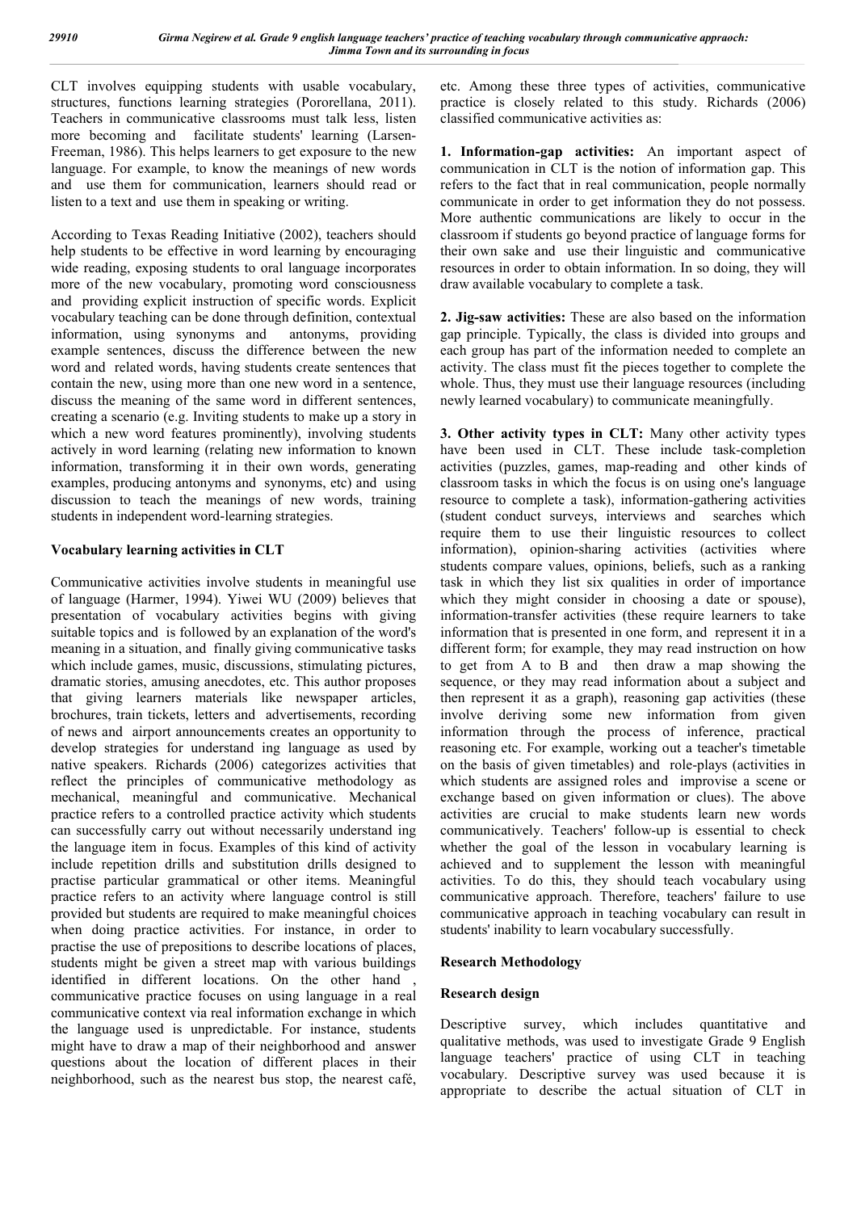CLT involves equipping students with usable vocabulary, structures, functions learning strategies (Pororellana, 2011). Teachers in communicative classrooms must talk less, listen more becoming and facilitate students' learning (Larsen-Freeman, 1986). This helps learners to get exposure to the new language. For example, to know the meanings of new words and use them for communication, learners should read or listen to a text and use them in speaking or writing.

According to Texas Reading Initiative (2002), teachers should help students to be effective in word learning by encouraging wide reading, exposing students to oral language incorporates more of the new vocabulary, promoting word consciousness and providing explicit instruction of specific words. Explicit vocabulary teaching can be done through definition, contextual information, using synonyms and antonyms, providing example sentences, discuss the difference between the new word and related words, having students create sentences that contain the new, using more than one new word in a sentence, discuss the meaning of the same word in different sentences, creating a scenario (e.g. Inviting students to make up a story in which a new word features prominently), involving students actively in word learning (relating new information to known information, transforming it in their own words, generating examples, producing antonyms and synonyms, etc) and using discussion to teach the meanings of new words, training students in independent word-learning strategies.

### Vocabulary learning activities in CLT

Communicative activities involve students in meaningful use of language (Harmer, 1994). Yiwei WU (2009) believes that presentation of vocabulary activities begins with giving suitable topics and is followed by an explanation of the word's meaning in a situation, and finally giving communicative tasks which include games, music, discussions, stimulating pictures, dramatic stories, amusing anecdotes, etc. This author proposes that giving learners materials like newspaper articles, brochures, train tickets, letters and advertisements, recording of news and airport announcements creates an opportunity to develop strategies for understand ing language as used by native speakers. Richards (2006) categorizes activities that reflect the principles of communicative methodology as mechanical, meaningful and communicative. Mechanical practice refers to a controlled practice activity which students can successfully carry out without necessarily understand ing the language item in focus. Examples of this kind of activity include repetition drills and substitution drills designed to practise particular grammatical or other items. Meaningful practice refers to an activity where language control is still provided but students are required to make meaningful choices when doing practice activities. For instance, in order to practise the use of prepositions to describe locations of places, students might be given a street map with various buildings identified in different locations. On the other hand , communicative practice focuses on using language in a real communicative context via real information exchange in which the language used is unpredictable. For instance, students might have to draw a map of their neighborhood and answer questions about the location of different places in their neighborhood, such as the nearest bus stop, the nearest café, etc. Among these three types of activities, communicative practice is closely related to this study. Richards (2006) classified communicative activities as:

**1. Information-gap activities:** An important aspect of communication in CLT is the notion of information gap. This refers to the fact that in real communication, people normally communicate in order to get information they do not possess. More authentic communications are likely to occur in the classroom if students go beyond practice of language forms for their own sake and use their linguistic and communicative resources in order to obtain information. In so doing, they will draw available vocabulary to complete a task.

**2. Jig-saw activities:** These are also based on the information gap principle. Typically, the class is divided into groups and each group has part of the information needed to complete an activity. The class must fit the pieces together to complete the whole. Thus, they must use their language resources (including newly learned vocabulary) to communicate meaningfully.

**3. Other activity types in CLT:** Many other activity types have been used in CLT. These include task-completion activities (puzzles, games, map-reading and other kinds of classroom tasks in which the focus is on using one's language resource to complete a task), information-gathering activities (student conduct surveys, interviews and searches which require them to use their linguistic resources to collect information), opinion-sharing activities (activities where students compare values, opinions, beliefs, such as a ranking task in which they list six qualities in order of importance which they might consider in choosing a date or spouse), information-transfer activities (these require learners to take information that is presented in one form, and represent it in a different form; for example, they may read instruction on how to get from A to B and then draw a map showing the sequence, or they may read information about a subject and then represent it as a graph), reasoning gap activities (these involve deriving some new information from given information through the process of inference, practical reasoning etc. For example, working out a teacher's timetable on the basis of given timetables) and role-plays (activities in which students are assigned roles and improvise a scene or exchange based on given information or clues). The above activities are crucial to make students learn new words communicatively. Teachers' follow-up is essential to check whether the goal of the lesson in vocabulary learning is achieved and to supplement the lesson with meaningful activities. To do this, they should teach vocabulary using communicative approach. Therefore, teachers' failure to use communicative approach in teaching vocabulary can result in students' inability to learn vocabulary successfully.

## Research Methodology

### Research design

Descriptive survey, which includes quantitative and qualitative methods, was used to investigate Grade 9 English language teachers' practice of using CLT in teaching vocabulary. Descriptive survey was used because it is appropriate to describe the actual situation of CLT in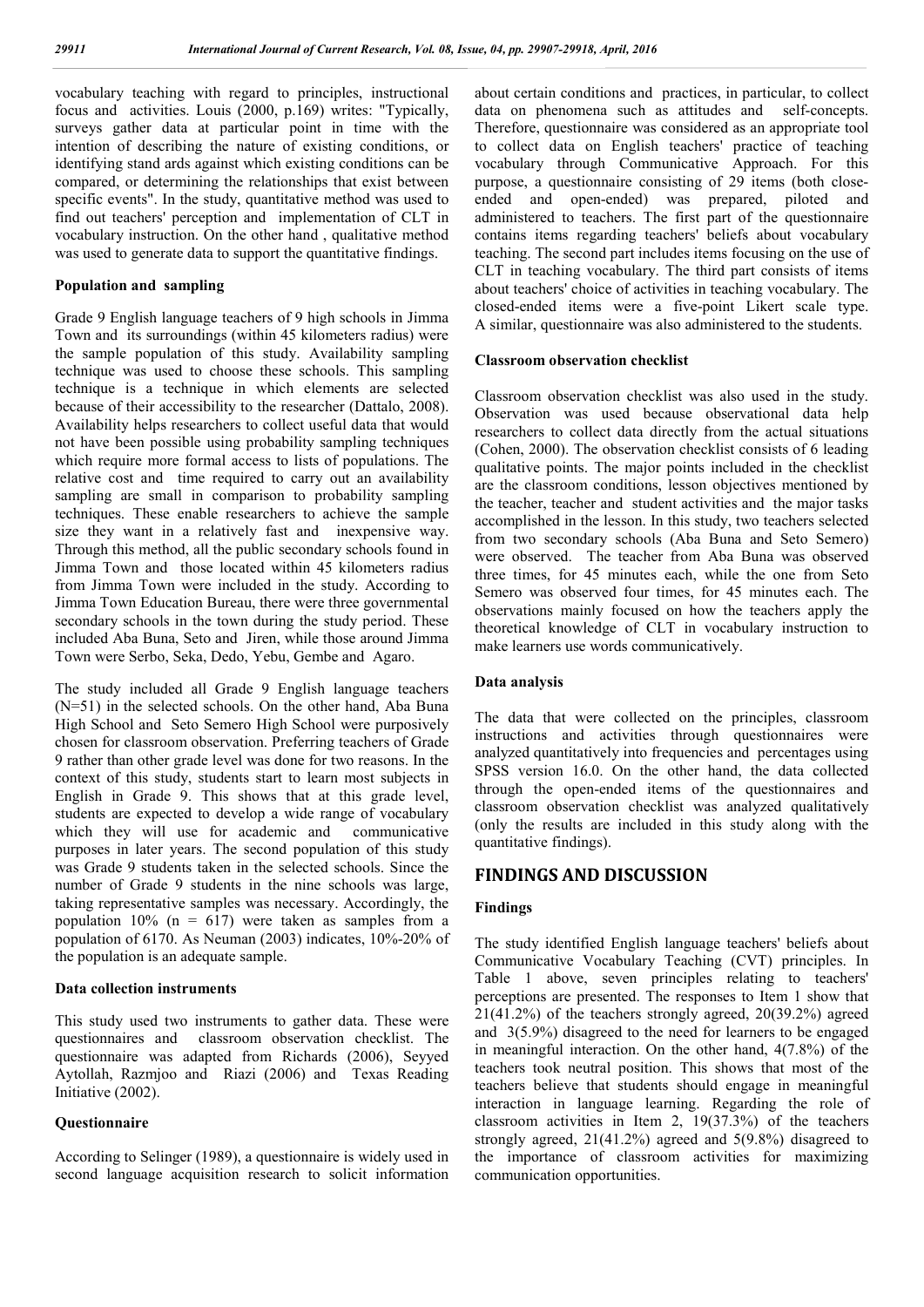vocabulary teaching with regard to principles, instructional focus and activities. Louis (2000, p.169) writes: "Typically, surveys gather data at particular point in time with the intention of describing the nature of existing conditions, or identifying stand ards against which existing conditions can be compared, or determining the relationships that exist between specific events". In the study, quantitative method was used to find out teachers' perception and implementation of CLT in vocabulary instruction. On the other hand , qualitative method was used to generate data to support the quantitative findings.

### Population and sampling

Grade 9 English language teachers of 9 high schools in Jimma Town and its surroundings (within 45 kilometers radius) were the sample population of this study. Availability sampling technique was used to choose these schools. This sampling technique is a technique in which elements are selected because of their accessibility to the researcher (Dattalo, 2008). Availability helps researchers to collect useful data that would not have been possible using probability sampling techniques which require more formal access to lists of populations. The relative cost and time required to carry out an availability sampling are small in comparison to probability sampling techniques. These enable researchers to achieve the sample size they want in a relatively fast and inexpensive way. Through this method, all the public secondary schools found in Jimma Town and those located within 45 kilometers radius from Jimma Town were included in the study. According to Jimma Town Education Bureau, there were three governmental secondary schools in the town during the study period. These included Aba Buna, Seto and Jiren, while those around Jimma Town were Serbo, Seka, Dedo, Yebu, Gembe and Agaro.

The study included all Grade 9 English language teachers (N=51) in the selected schools. On the other hand, Aba Buna High School and Seto Semero High School were purposively chosen for classroom observation. Preferring teachers of Grade 9 rather than other grade level was done for two reasons. In the context of this study, students start to learn most subjects in English in Grade 9. This shows that at this grade level, students are expected to develop a wide range of vocabulary which they will use for academic and communicative purposes in later years. The second population of this study was Grade 9 students taken in the selected schools. Since the number of Grade 9 students in the nine schools was large, taking representative samples was necessary. Accordingly, the population 10% (n = 617) were taken as samples from a population of 6170. As Neuman (2003) indicates, 10%-20% of the population is an adequate sample.

### Data collection instruments

This study used two instruments to gather data. These were questionnaires and classroom observation checklist. The questionnaire was adapted from Richards (2006), Seyyed Aytollah, Razmjoo and Riazi (2006) and Texas Reading Initiative (2002).

### Questionnaire

According to Selinger (1989), a questionnaire is widely used in second language acquisition research to solicit information about certain conditions and practices, in particular, to collect data on phenomena such as attitudes and self-concepts. Therefore, questionnaire was considered as an appropriate tool to collect data on English teachers' practice of teaching vocabulary through Communicative Approach. For this purpose, a questionnaire consisting of 29 items (both close-ended and open-ended) was prepared, piloted and administered to teachers. The first part of the questionnaire contains items regarding teachers' beliefs about vocabulary teaching. The second part includes items focusing on the use of CLT in teaching vocabulary. The third part consists of items about teachers' choice of activities in teaching vocabulary. The closed-ended items were a five-point Likert scale type. A similar, questionnaire was also administered to the students.

### Classroom observation checklist

Classroom observation checklist was also used in the study. Observation was used because observational data help researchers to collect data directly from the actual situations (Cohen, 2000). The observation checklist consists of 6 leading qualitative points. The major points included in the checklist are the classroom conditions, lesson objectives mentioned by the teacher, teacher and student activities and the major tasks accomplished in the lesson. In this study, two teachers selected from two secondary schools (Aba Buna and Seto Semero) were observed. The teacher from Aba Buna was observed three times, for 45 minutes each, while the one from Seto Semero was observed four times, for 45 minutes each. The observations mainly focused on how the teachers apply the theoretical knowledge of CLT in vocabulary instruction to make learners use words communicatively.

### Data analysis

The data that were collected on the principles, classroom instructions and activities through questionnaires were analyzed quantitatively into frequencies and percentages using SPSS version 16.0. On the other hand, the data collected through the open-ended items of the questionnaires and classroom observation checklist was analyzed qualitatively (only the results are included in this study along with the quantitative findings).

## FINDINGS AND DISCUSSION

### Findings

The study identified English language teachers' beliefs about Communicative Vocabulary Teaching (CVT) principles. In Table 1 above, seven principles relating to teachers' perceptions are presented. The responses to Item 1 show that 21(41.2%) of the teachers strongly agreed, 20(39.2%) agreed and 3(5.9%) disagreed to the need for learners to be engaged in meaningful interaction. On the other hand, 4(7.8%) of the teachers took neutral position. This shows that most of the teachers believe that students should engage in meaningful interaction in language learning. Regarding the role of classroom activities in Item 2, 19(37.3%) of the teachers strongly agreed, 21(41.2%) agreed and 5(9.8%) disagreed to the importance of classroom activities for maximizing communication opportunities.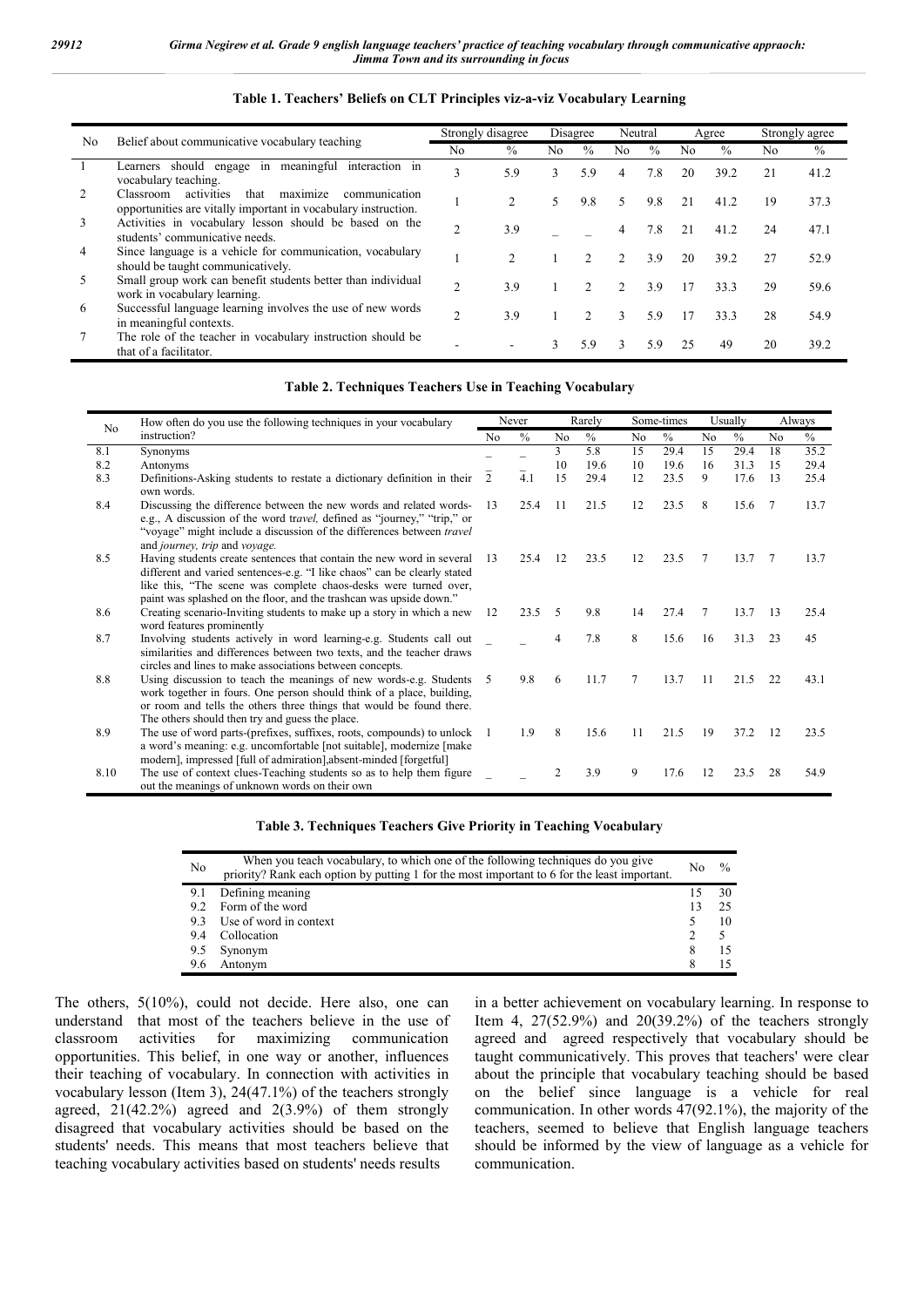**Table 1. Teachers' Beliefs on CLT Principles viz-a-viz Vocabulary Learning**

| No | Belief about communicative vocabulary teaching | Strongly disagree | | Disagree | | Neutral | | Agree | | Strongly agree | |
|---|---|---|---|---|---|---|---|---|---|---|---|
| | | No | % | No | % | No | % | No | % | No | % |
| 1 | Learners should engage in meaningful interaction in vocabulary teaching. | 3 | 5.9 | 3 | 5.9 | 4 | 7.8 | 20 | 39.2 | 21 | 41.2 |
| 2 | Classroom activities that maximize communication opportunities are vitally important in vocabulary instruction. | 1 | 2 | 5 | 9.8 | 5 | 9.8 | 21 | 41.2 | 19 | 37.3 |
| 3 | Activities in vocabulary lesson should be based on the students' communicative needs. | 2 | 3.9 | _ | _ | 4 | 7.8 | 21 | 41.2 | 24 | 47.1 |
| 4 | Since language is a vehicle for communication, vocabulary should be taught communicatively. | 1 | 2 | 1 | 2 | 2 | 3.9 | 20 | 39.2 | 27 | 52.9 |
| 5 | Small group work can benefit students better than individual work in vocabulary learning. | 2 | 3.9 | 1 | 2 | 2 | 3.9 | 17 | 33.3 | 29 | 59.6 |
| 6 | Successful language learning involves the use of new words in meaningful contexts. | 2 | 3.9 | 1 | 2 | 3 | 5.9 | 17 | 33.3 | 28 | 54.9 |
| 7 | The role of the teacher in vocabulary instruction should be that of a facilitator. | - | - | 3 | 5.9 | 3 | 5.9 | 25 | 49 | 20 | 39.2 |

**Table 2. Techniques Teachers Use in Teaching Vocabulary**

| No | How often do you use the following techniques in your vocabulary instruction? | Never | | Rarely | | Some-times | | Usually | | Always | |
|---|---|---|---|---|---|---|---|---|---|---|---|
| | | No | % | No | % | No | % | No | % | No | % |
| 8.1 | Synonyms | _ | _ | 3 | 5.8 | 15 | 29.4 | 15 | 29.4 | 18 | 35.2 |
| 8.2 | Antonyms | _ | _ | 10 | 19.6 | 10 | 19.6 | 16 | 31.3 | 15 | 29.4 |
| 8.3 | Definitions-Asking students to restate a dictionary definition in their own words. | 2 | 4.1 | 15 | 29.4 | 12 | 23.5 | 9 | 17.6 | 13 | 25.4 |
| 8.4 | Discussing the difference between the new words and related words-e.g., A discussion of the word tr*avel,* defined as "journey," "trip," or "voyage" might include a discussion of the differences between *travel* and *journey, trip* and *voyage.* | 13 | 25.4 | 11 | 21.5 | 12 | 23.5 | 8 | 15.6 | 7 | 13.7 |
| 8.5 | Having students create sentences that contain the new word in several different and varied sentences-e.g. "I like chaos" can be clearly stated like this, "The scene was complete chaos-desks were turned over, paint was splashed on the floor, and the trashcan was upside down." | 13 | 25.4 | 12 | 23.5 | 12 | 23.5 | 7 | 13.7 | 7 | 13.7 |
| 8.6 | Creating scenario-Inviting students to make up a story in which a new word features prominently | 12 | 23.5 | 5 | 9.8 | 14 | 27.4 | 7 | 13.7 | 13 | 25.4 |
| 8.7 | Involving students actively in word learning-e.g. Students call out similarities and differences between two texts, and the teacher draws circles and lines to make associations between concepts. | _ | _ | 4 | 7.8 | 8 | 15.6 | 16 | 31.3 | 23 | 45 |
| 8.8 | Using discussion to teach the meanings of new words-e.g. Students work together in fours. One person should think of a place, building, or room and tells the others three things that would be found there. The others should then try and guess the place. | 5 | 9.8 | 6 | 11.7 | 7 | 13.7 | 11 | 21.5 | 22 | 43.1 |
| 8.9 | The use of word parts-(prefixes, suffixes, roots, compounds) to unlock a word's meaning: e.g. uncomfortable [not suitable], modernize [make modern], impressed [full of admiration],absent-minded [forgetful] | 1 | 1.9 | 8 | 15.6 | 11 | 21.5 | 19 | 37.2 | 12 | 23.5 |
| 8.10 | The use of context clues-Teaching students so as to help them figure out the meanings of unknown words on their own | _ | _ | 2 | 3.9 | 9 | 17.6 | 12 | 23.5 | 28 | 54.9 |

**Table 3. Techniques Teachers Give Priority in Teaching Vocabulary**

| No | When you teach vocabulary, to which one of the following techniques do you give priority? Rank each option by putting 1 for the most important to 6 for the least important. | No | % |
|---|---|---|---|
| 9.1 | Defining meaning | 15 | 30 |
| 9.2 | Form of the word | 13 | 25 |
| 9.3 | Use of word in context | 5 | 10 |
| 9.4 | Collocation | 2 | 5 |
| 9.5 | Synonym | 8 | 15 |
| 9.6 | Antonym | 8 | 15 |

The others, 5(10%), could not decide. Here also, one can understand that most of the teachers believe in the use of classroom activities for maximizing communication opportunities. This belief, in one way or another, influences their teaching of vocabulary. In connection with activities in vocabulary lesson (Item 3), 24(47.1%) of the teachers strongly agreed, 21(42.2%) agreed and 2(3.9%) of them strongly disagreed that vocabulary activities should be based on the students' needs. This means that most teachers believe that teaching vocabulary activities based on students' needs results in a better achievement on vocabulary learning. In response to Item 4, 27(52.9%) and 20(39.2%) of the teachers strongly agreed and agreed respectively that vocabulary should be taught communicatively. This proves that teachers' were clear about the principle that vocabulary teaching should be based on the belief since language is a vehicle for real communication. In other words 47(92.1%), the majority of the teachers, seemed to believe that English language teachers should be informed by the view of language as a vehicle for communication.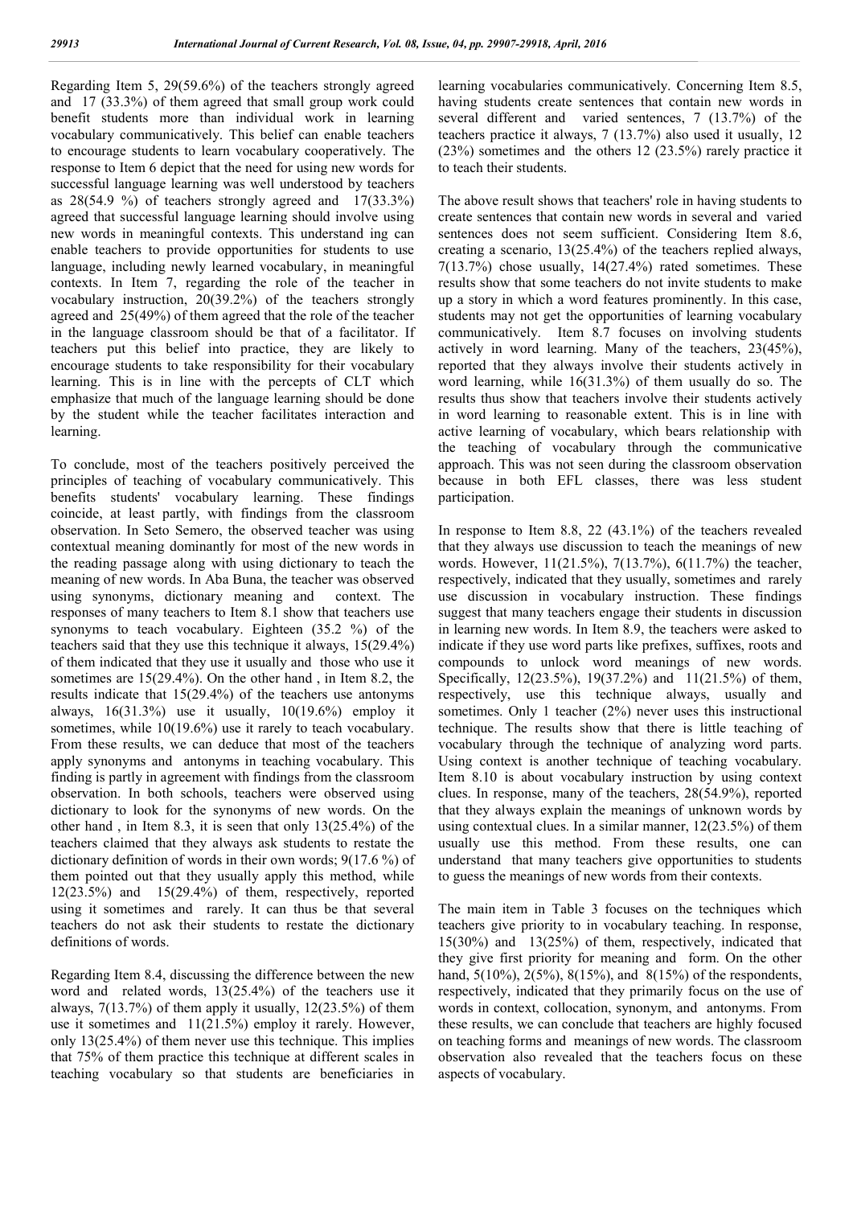Regarding Item 5, 29(59.6%) of the teachers strongly agreed and 17 (33.3%) of them agreed that small group work could benefit students more than individual work in learning vocabulary communicatively. This belief can enable teachers to encourage students to learn vocabulary cooperatively. The response to Item 6 depict that the need for using new words for successful language learning was well understood by teachers as 28(54.9 %) of teachers strongly agreed and 17(33.3%) agreed that successful language learning should involve using new words in meaningful contexts. This understand ing can enable teachers to provide opportunities for students to use language, including newly learned vocabulary, in meaningful contexts. In Item 7, regarding the role of the teacher in vocabulary instruction, 20(39.2%) of the teachers strongly agreed and 25(49%) of them agreed that the role of the teacher in the language classroom should be that of a facilitator. If teachers put this belief into practice, they are likely to encourage students to take responsibility for their vocabulary learning. This is in line with the percepts of CLT which emphasize that much of the language learning should be done by the student while the teacher facilitates interaction and learning.

To conclude, most of the teachers positively perceived the principles of teaching of vocabulary communicatively. This benefits students' vocabulary learning. These findings coincide, at least partly, with findings from the classroom observation. In Seto Semero, the observed teacher was using contextual meaning dominantly for most of the new words in the reading passage along with using dictionary to teach the meaning of new words. In Aba Buna, the teacher was observed using synonyms, dictionary meaning and context. The responses of many teachers to Item 8.1 show that teachers use synonyms to teach vocabulary. Eighteen (35.2 %) of the teachers said that they use this technique it always, 15(29.4%) of them indicated that they use it usually and those who use it sometimes are 15(29.4%). On the other hand , in Item 8.2, the results indicate that 15(29.4%) of the teachers use antonyms always, 16(31.3%) use it usually, 10(19.6%) employ it sometimes, while 10(19.6%) use it rarely to teach vocabulary. From these results, we can deduce that most of the teachers apply synonyms and antonyms in teaching vocabulary. This finding is partly in agreement with findings from the classroom observation. In both schools, teachers were observed using dictionary to look for the synonyms of new words. On the other hand , in Item 8.3, it is seen that only 13(25.4%) of the teachers claimed that they always ask students to restate the dictionary definition of words in their own words; 9(17.6 %) of them pointed out that they usually apply this method, while 12(23.5%) and 15(29.4%) of them, respectively, reported using it sometimes and rarely. It can thus be that several teachers do not ask their students to restate the dictionary definitions of words.

Regarding Item 8.4, discussing the difference between the new word and related words, 13(25.4%) of the teachers use it always, 7(13.7%) of them apply it usually, 12(23.5%) of them use it sometimes and 11(21.5%) employ it rarely. However, only 13(25.4%) of them never use this technique. This implies that 75% of them practice this technique at different scales in teaching vocabulary so that students are beneficiaries in learning vocabularies communicatively. Concerning Item 8.5, having students create sentences that contain new words in several different and varied sentences, 7 (13.7%) of the teachers practice it always, 7 (13.7%) also used it usually, 12 (23%) sometimes and the others 12 (23.5%) rarely practice it to teach their students.

The above result shows that teachers' role in having students to create sentences that contain new words in several and varied sentences does not seem sufficient. Considering Item 8.6, creating a scenario, 13(25.4%) of the teachers replied always, 7(13.7%) chose usually, 14(27.4%) rated sometimes. These results show that some teachers do not invite students to make up a story in which a word features prominently. In this case, students may not get the opportunities of learning vocabulary communicatively. Item 8.7 focuses on involving students actively in word learning. Many of the teachers, 23(45%), reported that they always involve their students actively in word learning, while 16(31.3%) of them usually do so. The results thus show that teachers involve their students actively in word learning to reasonable extent. This is in line with active learning of vocabulary, which bears relationship with the teaching of vocabulary through the communicative approach. This was not seen during the classroom observation because in both EFL classes, there was less student participation.

In response to Item 8.8, 22 (43.1%) of the teachers revealed that they always use discussion to teach the meanings of new words. However, 11(21.5%), 7(13.7%), 6(11.7%) the teacher, respectively, indicated that they usually, sometimes and rarely use discussion in vocabulary instruction. These findings suggest that many teachers engage their students in discussion in learning new words. In Item 8.9, the teachers were asked to indicate if they use word parts like prefixes, suffixes, roots and compounds to unlock word meanings of new words. Specifically, 12(23.5%), 19(37.2%) and 11(21.5%) of them, respectively, use this technique always, usually and sometimes. Only 1 teacher (2%) never uses this instructional technique. The results show that there is little teaching of vocabulary through the technique of analyzing word parts. Using context is another technique of teaching vocabulary. Item 8.10 is about vocabulary instruction by using context clues. In response, many of the teachers, 28(54.9%), reported that they always explain the meanings of unknown words by using contextual clues. In a similar manner, 12(23.5%) of them usually use this method. From these results, one can understand that many teachers give opportunities to students to guess the meanings of new words from their contexts.

The main item in Table 3 focuses on the techniques which teachers give priority to in vocabulary teaching. In response, 15(30%) and 13(25%) of them, respectively, indicated that they give first priority for meaning and form. On the other hand, 5(10%), 2(5%), 8(15%), and 8(15%) of the respondents, respectively, indicated that they primarily focus on the use of words in context, collocation, synonym, and antonyms. From these results, we can conclude that teachers are highly focused on teaching forms and meanings of new words. The classroom observation also revealed that the teachers focus on these aspects of vocabulary.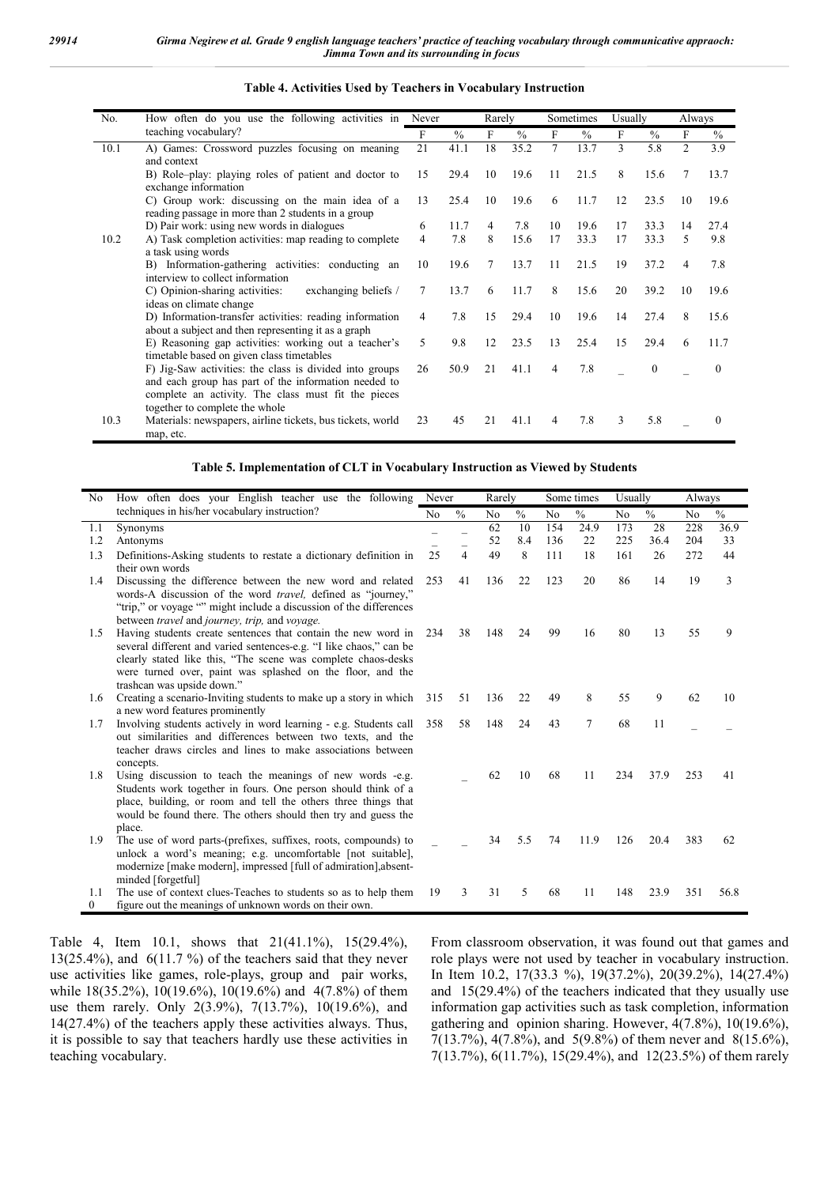**Table 4. Activities Used by Teachers in Vocabulary Instruction**

| No. | How often do you use the following activities in teaching vocabulary? | Never | | Rarely | | Sometimes | | Usually | | Always | |
|---|---|---|---|---|---|---|---|---|---|---|---|
| | | F | % | F | % | F | % | F | % | F | % |
| 10.1 | A) Games: Crossword puzzles focusing on meaning and context | 21 | 41.1 | 18 | 35.2 | 7 | 13.7 | 3 | 5.8 | 2 | 3.9 |
| | B) Role–play: playing roles of patient and doctor to exchange information | 15 | 29.4 | 10 | 19.6 | 11 | 21.5 | 8 | 15.6 | 7 | 13.7 |
| | C) Group work: discussing on the main idea of a reading passage in more than 2 students in a group | 13 | 25.4 | 10 | 19.6 | 6 | 11.7 | 12 | 23.5 | 10 | 19.6 |
| | D) Pair work: using new words in dialogues | 6 | 11.7 | 4 | 7.8 | 10 | 19.6 | 17 | 33.3 | 14 | 27.4 |
| 10.2 | A) Task completion activities: map reading to complete a task using words | 4 | 7.8 | 8 | 15.6 | 17 | 33.3 | 17 | 33.3 | 5 | 9.8 |
| | B) Information-gathering activities: conducting an interview to collect information | 10 | 19.6 | 7 | 13.7 | 11 | 21.5 | 19 | 37.2 | 4 | 7.8 |
| | C) Opinion-sharing activities: exchanging beliefs / ideas on climate change | 7 | 13.7 | 6 | 11.7 | 8 | 15.6 | 20 | 39.2 | 10 | 19.6 |
| | D) Information-transfer activities: reading information about a subject and then representing it as a graph | 4 | 7.8 | 15 | 29.4 | 10 | 19.6 | 14 | 27.4 | 8 | 15.6 |
| | E) Reasoning gap activities: working out a teacher's timetable based on given class timetables | 5 | 9.8 | 12 | 23.5 | 13 | 25.4 | 15 | 29.4 | 6 | 11.7 |
| | F) Jig-Saw activities: the class is divided into groups and each group has part of the information needed to complete an activity. The class must fit the pieces together to complete the whole | 26 | 50.9 | 21 | 41.1 | 4 | 7.8 | _ | 0 | _ | 0 |
| 10.3 | Materials: newspapers, airline tickets, bus tickets, world map, etc. | 23 | 45 | 21 | 41.1 | 4 | 7.8 | 3 | 5.8 | _ | 0 |

**Table 5. Implementation of CLT in Vocabulary Instruction as Viewed by Students**

| No | How often does your English teacher use the following techniques in his/her vocabulary instruction? | Never | | Rarely | | Some times | | Usually | | Always | |
|---|---|---|---|---|---|---|---|---|---|---|---|
| | | No | % | No | % | No | % | No | % | No | % |
| 1.1 | Synonyms | _ | _ | 62 | 10 | 154 | 24.9 | 173 | 28 | 228 | 36.9 |
| 1.2 | Antonyms | _ | _ | 52 | 8.4 | 136 | 22 | 225 | 36.4 | 204 | 33 |
| 1.3 | Definitions-Asking students to restate a dictionary definition in their own words | 25 | 4 | 49 | 8 | 111 | 18 | 161 | 26 | 272 | 44 |
| 1.4 | Discussing the difference between the new word and related words-A discussion of the word *travel,* defined as "journey," "trip," or voyage "" might include a discussion of the differences between *travel* and *journey, trip,* and *voyage.* | 253 | 41 | 136 | 22 | 123 | 20 | 86 | 14 | 19 | 3 |
| 1.5 | Having students create sentences that contain the new word in several different and varied sentences-e.g. "I like chaos," can be clearly stated like this, "The scene was complete chaos-desks were turned over, paint was splashed on the floor, and the trashcan was upside down." | 234 | 38 | 148 | 24 | 99 | 16 | 80 | 13 | 55 | 9 |
| 1.6 | Creating a scenario-Inviting students to make up a story in which a new word features prominently | 315 | 51 | 136 | 22 | 49 | 8 | 55 | 9 | 62 | 10 |
| 1.7 | Involving students actively in word learning - e.g. Students call out similarities and differences between two texts, and the teacher draws circles and lines to make associations between concepts. | 358 | 58 | 148 | 24 | 43 | 7 | 68 | 11 | _ | _ |
| 1.8 | Using discussion to teach the meanings of new words -e.g. Students work together in fours. One person should think of a place, building, or room and tell the others three things that would be found there. The others should then try and guess the place. | | _ | 62 | 10 | 68 | 11 | 234 | 37.9 | 253 | 41 |
| 1.9 | The use of word parts-(prefixes, suffixes, roots, compounds) to unlock a word's meaning; e.g. uncomfortable [not suitable], modernize [make modern], impressed [full of admiration],absent-minded [forgetful] | _ | _ | 34 | 5.5 | 74 | 11.9 | 126 | 20.4 | 383 | 62 |
| 1.10 | The use of context clues-Teaches to students so as to help them figure out the meanings of unknown words on their own. | 19 | 3 | 31 | 5 | 68 | 11 | 148 | 23.9 | 351 | 56.8 |

Table 4, Item 10.1, shows that 21(41.1%), 15(29.4%), 13(25.4%), and 6(11.7 %) of the teachers said that they never use activities like games, role-plays, group and pair works, while 18(35.2%), 10(19.6%), 10(19.6%) and 4(7.8%) of them use them rarely. Only 2(3.9%), 7(13.7%), 10(19.6%), and 14(27.4%) of the teachers apply these activities always. Thus, it is possible to say that teachers hardly use these activities in teaching vocabulary.

From classroom observation, it was found out that games and role plays were not used by teacher in vocabulary instruction. In Item 10.2, 17(33.3 %), 19(37.2%), 20(39.2%), 14(27.4%) and 15(29.4%) of the teachers indicated that they usually use information gap activities such as task completion, information gathering and opinion sharing. However, 4(7.8%), 10(19.6%), 7(13.7%), 4(7.8%), and 5(9.8%) of them never and 8(15.6%), 7(13.7%), 6(11.7%), 15(29.4%), and 12(23.5%) of them rarely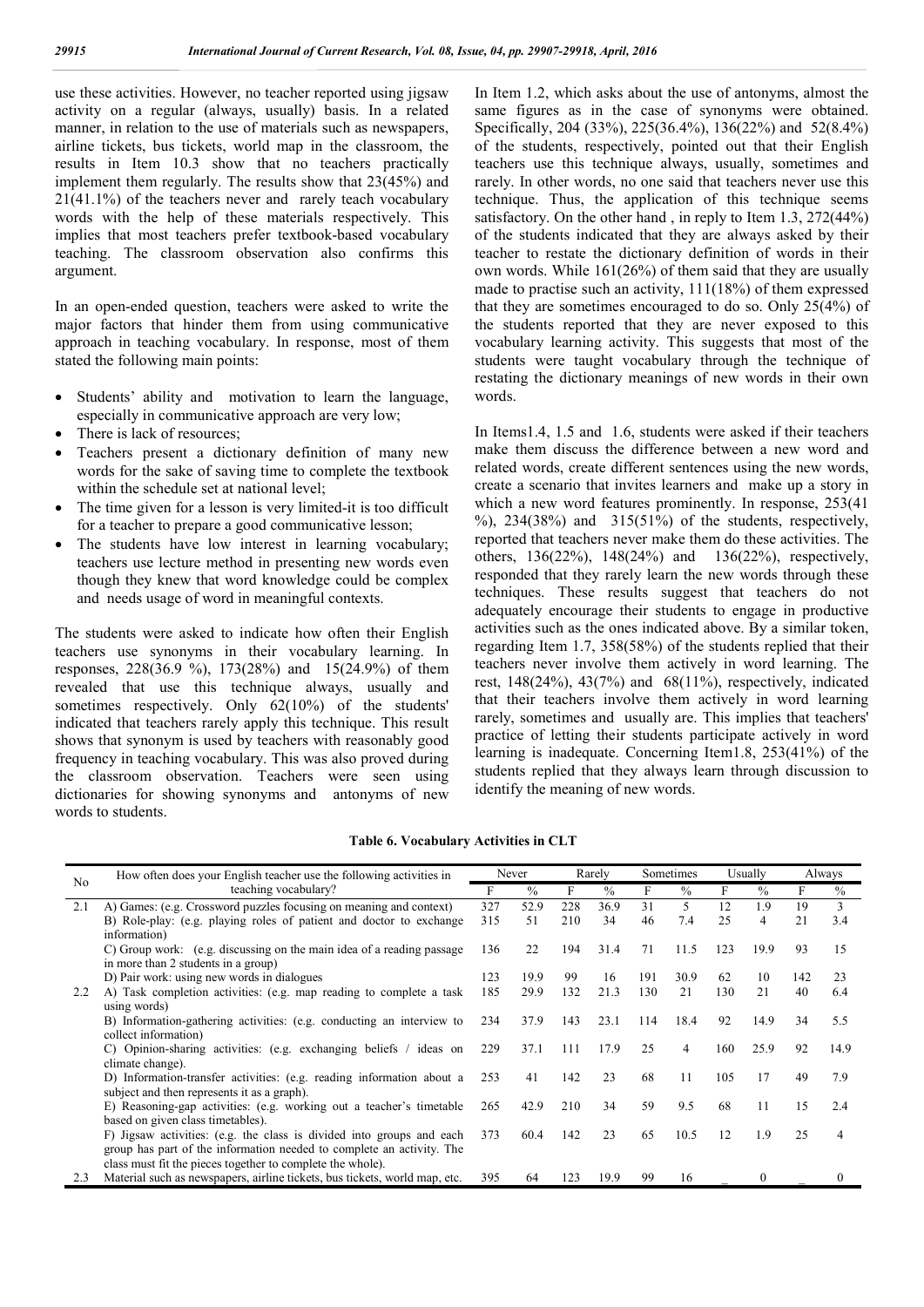use these activities. However, no teacher reported using jigsaw activity on a regular (always, usually) basis. In a related manner, in relation to the use of materials such as newspapers, airline tickets, bus tickets, world map in the classroom, the results in Item 10.3 show that no teachers practically implement them regularly. The results show that 23(45%) and 21(41.1%) of the teachers never and rarely teach vocabulary words with the help of these materials respectively. This implies that most teachers prefer textbook-based vocabulary teaching. The classroom observation also confirms this argument.

In an open-ended question, teachers were asked to write the major factors that hinder them from using communicative approach in teaching vocabulary. In response, most of them stated the following main points:

- Students' ability and motivation to learn the language, especially in communicative approach are very low;
- There is lack of resources;
- Teachers present a dictionary definition of many new words for the sake of saving time to complete the textbook within the schedule set at national level;
- The time given for a lesson is very limited-it is too difficult for a teacher to prepare a good communicative lesson;
- The students have low interest in learning vocabulary; teachers use lecture method in presenting new words even though they knew that word knowledge could be complex and needs usage of word in meaningful contexts.

The students were asked to indicate how often their English teachers use synonyms in their vocabulary learning. In responses, 228(36.9 %), 173(28%) and 15(24.9%) of them revealed that use this technique always, usually and sometimes respectively. Only 62(10%) of the students' indicated that teachers rarely apply this technique. This result shows that synonym is used by teachers with reasonably good frequency in teaching vocabulary. This was also proved during the classroom observation. Teachers were seen using dictionaries for showing synonyms and antonyms of new words to students.

In Item 1.2, which asks about the use of antonyms, almost the same figures as in the case of synonyms were obtained. Specifically, 204 (33%), 225(36.4%), 136(22%) and 52(8.4%) of the students, respectively, pointed out that their English teachers use this technique always, usually, sometimes and rarely. In other words, no one said that teachers never use this technique. Thus, the application of this technique seems satisfactory. On the other hand , in reply to Item 1.3, 272(44%) of the students indicated that they are always asked by their teacher to restate the dictionary definition of words in their own words. While 161(26%) of them said that they are usually made to practise such an activity, 111(18%) of them expressed that they are sometimes encouraged to do so. Only 25(4%) of the students reported that they are never exposed to this vocabulary learning activity. This suggests that most of the students were taught vocabulary through the technique of restating the dictionary meanings of new words in their own words.

In Items1.4, 1.5 and 1.6, students were asked if their teachers make them discuss the difference between a new word and related words, create different sentences using the new words, create a scenario that invites learners and make up a story in which a new word features prominently. In response, 253(41 %), 234(38%) and 315(51%) of the students, respectively, reported that teachers never make them do these activities. The others, 136(22%), 148(24%) and 136(22%), respectively, responded that they rarely learn the new words through these techniques. These results suggest that teachers do not adequately encourage their students to engage in productive activities such as the ones indicated above. By a similar token, regarding Item 1.7, 358(58%) of the students replied that their teachers never involve them actively in word learning. The rest, 148(24%), 43(7%) and 68(11%), respectively, indicated that their teachers involve them actively in word learning rarely, sometimes and usually are. This implies that teachers' practice of letting their students participate actively in word learning is inadequate. Concerning Item1.8, 253(41%) of the students replied that they always learn through discussion to identify the meaning of new words.

**Table 6. Vocabulary Activities in CLT**

| No | How often does your English teacher use the following activities in teaching vocabulary? | Never | | Rarely | | Sometimes | | Usually | | Always | |
|---|---|---|---|---|---|---|---|---|---|---|---|
| | | F | % | F | % | F | % | F | % | F | % |
| 2.1 | A) Games: (e.g. Crossword puzzles focusing on meaning and context) | 327 | 52.9 | 228 | 36.9 | 31 | 5 | 12 | 1.9 | 19 | 3 |
| | B) Role-play: (e.g. playing roles of patient and doctor to exchange information) | 315 | 51 | 210 | 34 | 46 | 7.4 | 25 | 4 | 21 | 3.4 |
| | C) Group work: (e.g. discussing on the main idea of a reading passage in more than 2 students in a group) | 136 | 22 | 194 | 31.4 | 71 | 11.5 | 123 | 19.9 | 93 | 15 |
| | D) Pair work: using new words in dialogues | 123 | 19.9 | 99 | 16 | 191 | 30.9 | 62 | 10 | 142 | 23 |
| 2.2 | A) Task completion activities: (e.g. map reading to complete a task using words) | 185 | 29.9 | 132 | 21.3 | 130 | 21 | 130 | 21 | 40 | 6.4 |
| | B) Information-gathering activities: (e.g. conducting an interview to collect information) | 234 | 37.9 | 143 | 23.1 | 114 | 18.4 | 92 | 14.9 | 34 | 5.5 |
| | C) Opinion-sharing activities: (e.g. exchanging beliefs / ideas on climate change). | 229 | 37.1 | 111 | 17.9 | 25 | 4 | 160 | 25.9 | 92 | 14.9 |
| | D) Information-transfer activities: (e.g. reading information about a subject and then represents it as a graph). | 253 | 41 | 142 | 23 | 68 | 11 | 105 | 17 | 49 | 7.9 |
| | E) Reasoning-gap activities: (e.g. working out a teacher's timetable based on given class timetables). | 265 | 42.9 | 210 | 34 | 59 | 9.5 | 68 | 11 | 15 | 2.4 |
| | F) Jigsaw activities: (e.g. the class is divided into groups and each group has part of the information needed to complete an activity. The class must fit the pieces together to complete the whole). | 373 | 60.4 | 142 | 23 | 65 | 10.5 | 12 | 1.9 | 25 | 4 |
| 2.3 | Material such as newspapers, airline tickets, bus tickets, world map, etc. | 395 | 64 | 123 | 19.9 | 99 | 16 | _ | 0 | _ | 0 |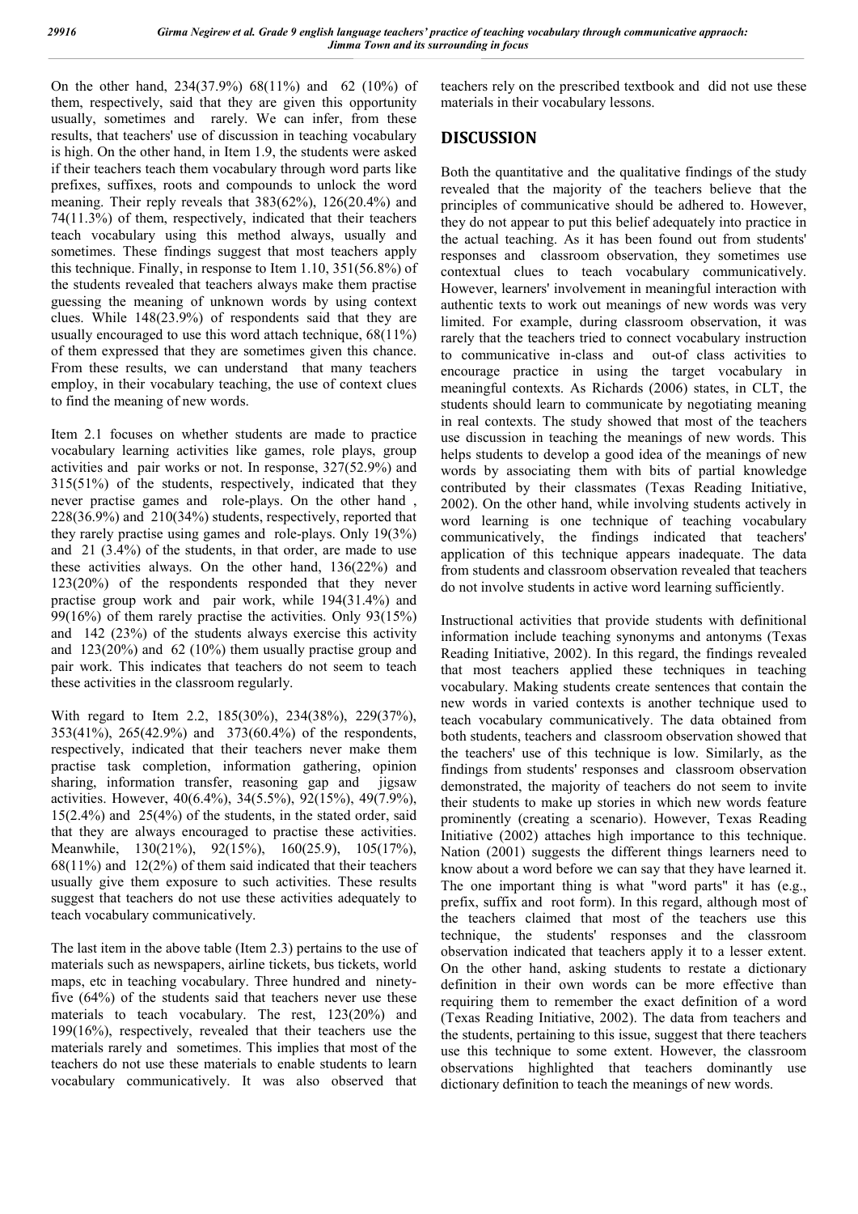On the other hand, 234(37.9%) 68(11%) and 62 (10%) of them, respectively, said that they are given this opportunity usually, sometimes and rarely. We can infer, from these results, that teachers' use of discussion in teaching vocabulary is high. On the other hand, in Item 1.9, the students were asked if their teachers teach them vocabulary through word parts like prefixes, suffixes, roots and compounds to unlock the word meaning. Their reply reveals that 383(62%), 126(20.4%) and 74(11.3%) of them, respectively, indicated that their teachers teach vocabulary using this method always, usually and sometimes. These findings suggest that most teachers apply this technique. Finally, in response to Item 1.10, 351(56.8%) of the students revealed that teachers always make them practise guessing the meaning of unknown words by using context clues. While 148(23.9%) of respondents said that they are usually encouraged to use this word attach technique, 68(11%) of them expressed that they are sometimes given this chance. From these results, we can understand that many teachers employ, in their vocabulary teaching, the use of context clues to find the meaning of new words.

Item 2.1 focuses on whether students are made to practice vocabulary learning activities like games, role plays, group activities and pair works or not. In response, 327(52.9%) and 315(51%) of the students, respectively, indicated that they never practise games and role-plays. On the other hand , 228(36.9%) and 210(34%) students, respectively, reported that they rarely practise using games and role-plays. Only 19(3%) and 21 (3.4%) of the students, in that order, are made to use these activities always. On the other hand, 136(22%) and 123(20%) of the respondents responded that they never practise group work and pair work, while 194(31.4%) and 99(16%) of them rarely practise the activities. Only 93(15%) and 142 (23%) of the students always exercise this activity and 123(20%) and 62 (10%) them usually practise group and pair work. This indicates that teachers do not seem to teach these activities in the classroom regularly.

With regard to Item 2.2, 185(30%), 234(38%), 229(37%), 353(41%), 265(42.9%) and 373(60.4%) of the respondents, respectively, indicated that their teachers never make them practise task completion, information gathering, opinion sharing, information transfer, reasoning gap and jigsaw activities. However, 40(6.4%), 34(5.5%), 92(15%), 49(7.9%), 15(2.4%) and 25(4%) of the students, in the stated order, said that they are always encouraged to practise these activities. Meanwhile, 130(21%), 92(15%), 160(25.9), 105(17%), 68(11%) and 12(2%) of them said indicated that their teachers usually give them exposure to such activities. These results suggest that teachers do not use these activities adequately to teach vocabulary communicatively.

The last item in the above table (Item 2.3) pertains to the use of materials such as newspapers, airline tickets, bus tickets, world maps, etc in teaching vocabulary. Three hundred and ninety-five (64%) of the students said that teachers never use these materials to teach vocabulary. The rest, 123(20%) and 199(16%), respectively, revealed that their teachers use the materials rarely and sometimes. This implies that most of the teachers do not use these materials to enable students to learn vocabulary communicatively. It was also observed that teachers rely on the prescribed textbook and did not use these materials in their vocabulary lessons.

## DISCUSSION

Both the quantitative and the qualitative findings of the study revealed that the majority of the teachers believe that the principles of communicative should be adhered to. However, they do not appear to put this belief adequately into practice in the actual teaching. As it has been found out from students' responses and classroom observation, they sometimes use contextual clues to teach vocabulary communicatively. However, learners' involvement in meaningful interaction with authentic texts to work out meanings of new words was very limited. For example, during classroom observation, it was rarely that the teachers tried to connect vocabulary instruction to communicative in-class and out-of class activities to encourage practice in using the target vocabulary in meaningful contexts. As Richards (2006) states, in CLT, the students should learn to communicate by negotiating meaning in real contexts. The study showed that most of the teachers use discussion in teaching the meanings of new words. This helps students to develop a good idea of the meanings of new words by associating them with bits of partial knowledge contributed by their classmates (Texas Reading Initiative, 2002). On the other hand, while involving students actively in word learning is one technique of teaching vocabulary communicatively, the findings indicated that teachers' application of this technique appears inadequate. The data from students and classroom observation revealed that teachers do not involve students in active word learning sufficiently.

Instructional activities that provide students with definitional information include teaching synonyms and antonyms (Texas Reading Initiative, 2002). In this regard, the findings revealed that most teachers applied these techniques in teaching vocabulary. Making students create sentences that contain the new words in varied contexts is another technique used to teach vocabulary communicatively. The data obtained from both students, teachers and classroom observation showed that the teachers' use of this technique is low. Similarly, as the findings from students' responses and classroom observation demonstrated, the majority of teachers do not seem to invite their students to make up stories in which new words feature prominently (creating a scenario). However, Texas Reading Initiative (2002) attaches high importance to this technique. Nation (2001) suggests the different things learners need to know about a word before we can say that they have learned it. The one important thing is what "word parts" it has (e.g., prefix, suffix and root form). In this regard, although most of the teachers claimed that most of the teachers use this technique, the students' responses and the classroom observation indicated that teachers apply it to a lesser extent. On the other hand, asking students to restate a dictionary definition in their own words can be more effective than requiring them to remember the exact definition of a word (Texas Reading Initiative, 2002). The data from teachers and the students, pertaining to this issue, suggest that there teachers use this technique to some extent. However, the classroom observations highlighted that teachers dominantly use dictionary definition to teach the meanings of new words.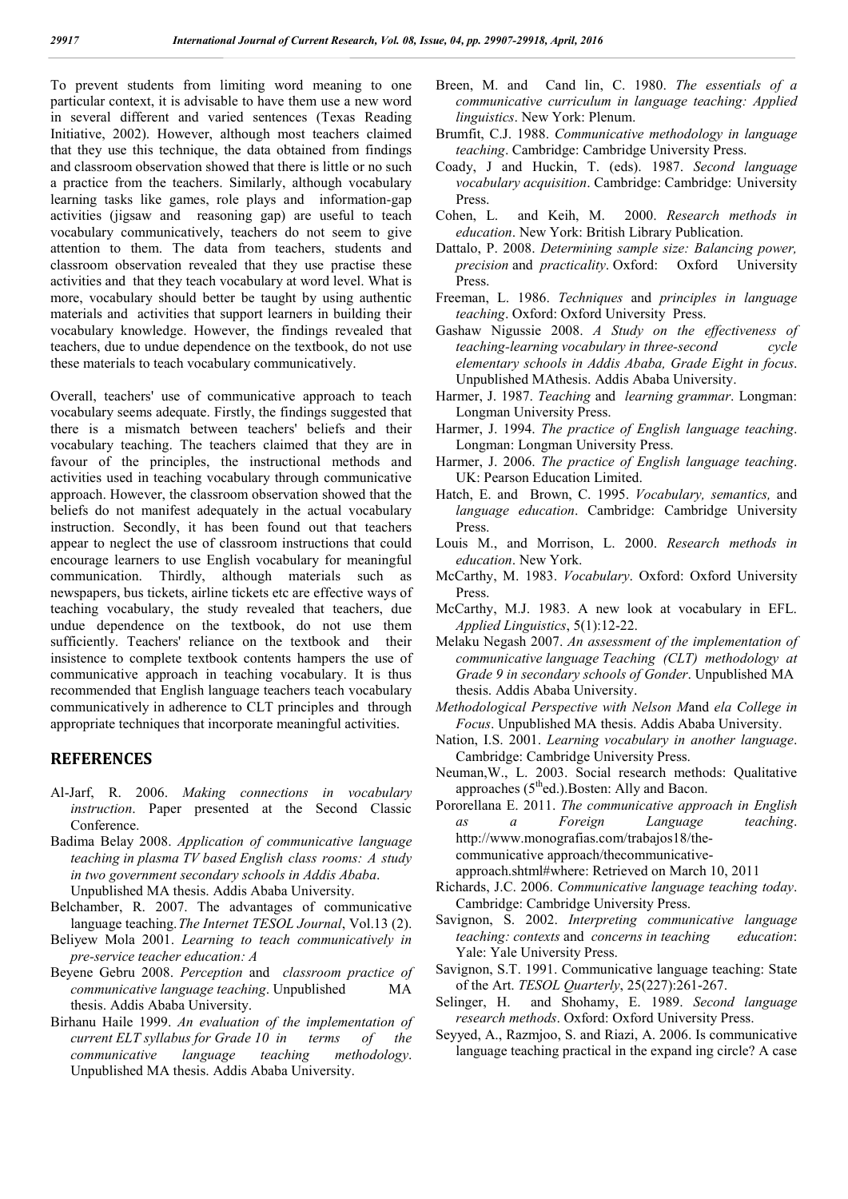To prevent students from limiting word meaning to one particular context, it is advisable to have them use a new word in several different and varied sentences (Texas Reading Initiative, 2002). However, although most teachers claimed that they use this technique, the data obtained from findings and classroom observation showed that there is little or no such a practice from the teachers. Similarly, although vocabulary learning tasks like games, role plays and information-gap activities (jigsaw and reasoning gap) are useful to teach vocabulary communicatively, teachers do not seem to give attention to them. The data from teachers, students and classroom observation revealed that they use practise these activities and that they teach vocabulary at word level. What is more, vocabulary should better be taught by using authentic materials and activities that support learners in building their vocabulary knowledge. However, the findings revealed that teachers, due to undue dependence on the textbook, do not use these materials to teach vocabulary communicatively.

Overall, teachers' use of communicative approach to teach vocabulary seems adequate. Firstly, the findings suggested that there is a mismatch between teachers' beliefs and their vocabulary teaching. The teachers claimed that they are in favour of the principles, the instructional methods and activities used in teaching vocabulary through communicative approach. However, the classroom observation showed that the beliefs do not manifest adequately in the actual vocabulary instruction. Secondly, it has been found out that teachers appear to neglect the use of classroom instructions that could encourage learners to use English vocabulary for meaningful communication. Thirdly, although materials such as newspapers, bus tickets, airline tickets etc are effective ways of teaching vocabulary, the study revealed that teachers, due undue dependence on the textbook, do not use them sufficiently. Teachers' reliance on the textbook and their insistence to complete textbook contents hampers the use of communicative approach in teaching vocabulary. It is thus recommended that English language teachers teach vocabulary communicatively in adherence to CLT principles and through appropriate techniques that incorporate meaningful activities.

## REFERENCES

Al-Jarf, R. 2006. *Making connections in vocabulary instruction*. Paper presented at the Second Classic Conference.

Badima Belay 2008. *Application of communicative language teaching in plasma TV based English class rooms: A study in two government secondary schools in Addis Ababa*. Unpublished MA thesis. Addis Ababa University.

Belchamber, R. 2007. The advantages of communicative language teaching. *The Internet TESOL Journal*, Vol.13 (2).

Beliyew Mola 2001. *Learning to teach communicatively in pre-service teacher education: A*

Beyene Gebru 2008. *Perception* and *classroom practice of communicative language teaching*. Unpublished MA thesis. Addis Ababa University.

Birhanu Haile 1999. *An evaluation of the implementation of current ELT syllabus for Grade 10 in terms of the communicative language teaching methodology*. Unpublished MA thesis. Addis Ababa University.

Breen, M. and Cand lin, C. 1980. *The essentials of a communicative curriculum in language teaching: Applied linguistics*. New York: Plenum.

Brumfit, C.J. 1988. *Communicative methodology in language teaching*. Cambridge: Cambridge University Press.

Coady, J and Huckin, T. (eds). 1987. *Second language vocabulary acquisition*. Cambridge: Cambridge: University Press.

Cohen, L. and Keih, M. 2000. *Research methods in education*. New York: British Library Publication.

Dattalo, P. 2008. *Determining sample size: Balancing power, precision* and *practicality*. Oxford: Oxford University Press.

Freeman, L. 1986. *Techniques* and *principles in language teaching*. Oxford: Oxford University Press.

Gashaw Nigussie 2008. *A Study on the effectiveness of teaching-learning vocabulary in three-second cycle elementary schools in Addis Ababa, Grade Eight in focus*. Unpublished MAthesis. Addis Ababa University.

Harmer, J. 1987. *Teaching* and *learning grammar*. Longman: Longman University Press.

Harmer, J. 1994. *The practice of English language teaching*. Longman: Longman University Press.

Harmer, J. 2006. *The practice of English language teaching*. UK: Pearson Education Limited.

Hatch, E. and Brown, C. 1995. *Vocabulary, semantics,* and *language education*. Cambridge: Cambridge University Press.

Louis M., and Morrison, L. 2000. *Research methods in education*. New York.

McCarthy, M. 1983. *Vocabulary*. Oxford: Oxford University Press.

McCarthy, M.J. 1983. A new look at vocabulary in EFL. *Applied Linguistics*, 5(1):12-22.

Melaku Negash 2007. *An assessment of the implementation of communicative language Teaching (CLT) methodology at Grade 9 in secondary schools of Gonder*. Unpublished MA thesis. Addis Ababa University.

*Methodological Perspective with Nelson M*and *ela College in Focus*. Unpublished MA thesis. Addis Ababa University.

Nation, I.S. 2001. *Learning vocabulary in another language*. Cambridge: Cambridge University Press.

Neuman,W., L. 2003. Social research methods: Qualitative approaches (5th ed.).Bosten: Ally and Bacon.

Pororellana E. 2011. *The communicative approach in English as a Foreign Language teaching*. http://www.monografias.com/trabajos18/the-communicative approach/thecommunicative-approach.shtml#where: Retrieved on March 10, 2011

Richards, J.C. 2006. *Communicative language teaching today*. Cambridge: Cambridge University Press.

Savignon, S. 2002. *Interpreting communicative language teaching: contexts* and *concerns in teaching education*: Yale: Yale University Press.

Savignon, S.T. 1991. Communicative language teaching: State of the Art. *TESOL Quarterly*, 25(227):261-267.

Selinger, H. and Shohamy, E. 1989. *Second language research methods*. Oxford: Oxford University Press.

Seyyed, A., Razmjoo, S. and Riazi, A. 2006. Is communicative language teaching practical in the expand ing circle? A case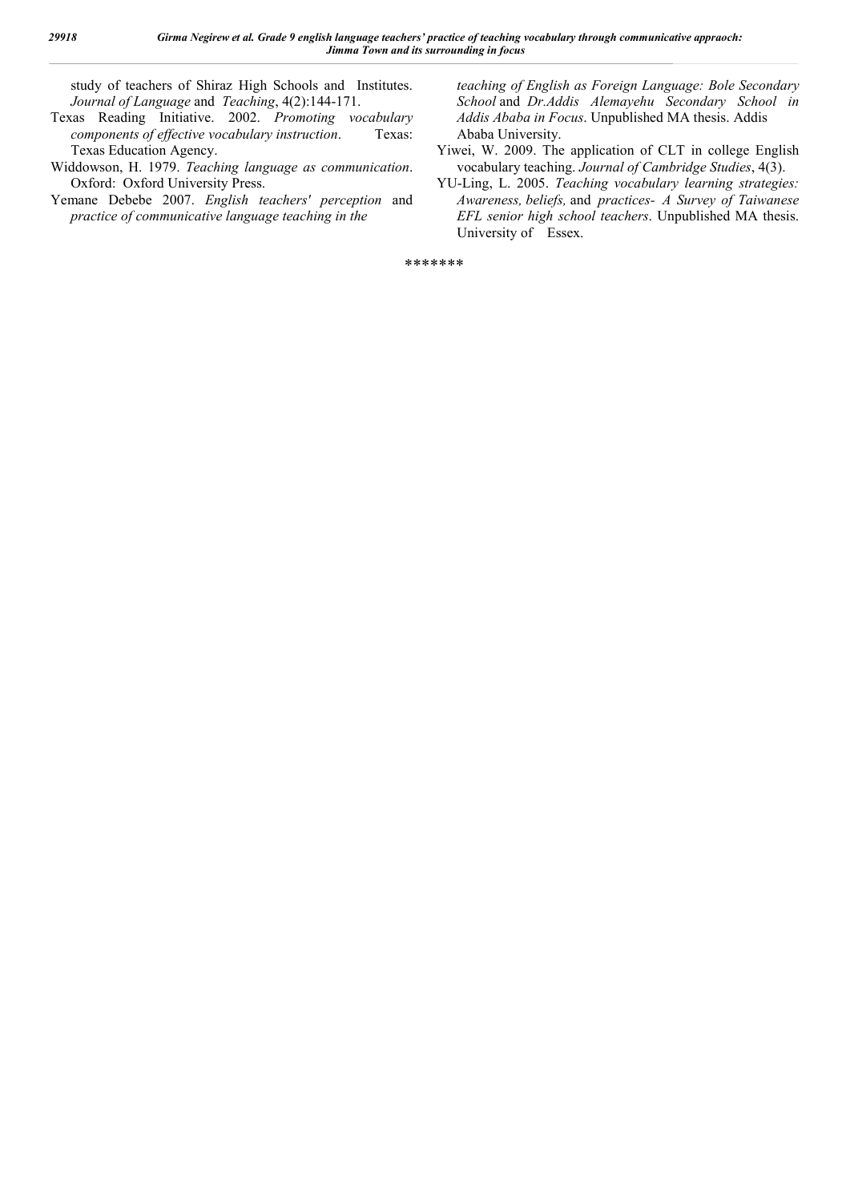study of teachers of Shiraz High Schools and Institutes. *Journal of Language* and *Teaching*, 4(2):144-171.

Texas Reading Initiative. 2002. *Promoting vocabulary components of effective vocabulary instruction*. Texas: Texas Education Agency.

Widdowson, H. 1979. *Teaching language as communication*. Oxford: Oxford University Press.

Yemane Debebe 2007. *English teachers' perception* and *practice of communicative language teaching in the teaching of English as Foreign Language: Bole Secondary School* and *Dr.Addis Alemayehu Secondary School in Addis Ababa in Focus*. Unpublished MA thesis. Addis Ababa University.

Yiwei, W. 2009. The application of CLT in college English vocabulary teaching. *Journal of Cambridge Studies*, 4(3).

YU-Ling, L. 2005. *Teaching vocabulary learning strategies: Awareness, beliefs,* and *practices- A Survey of Taiwanese EFL senior high school teachers*. Unpublished MA thesis. University of Essex.

*******